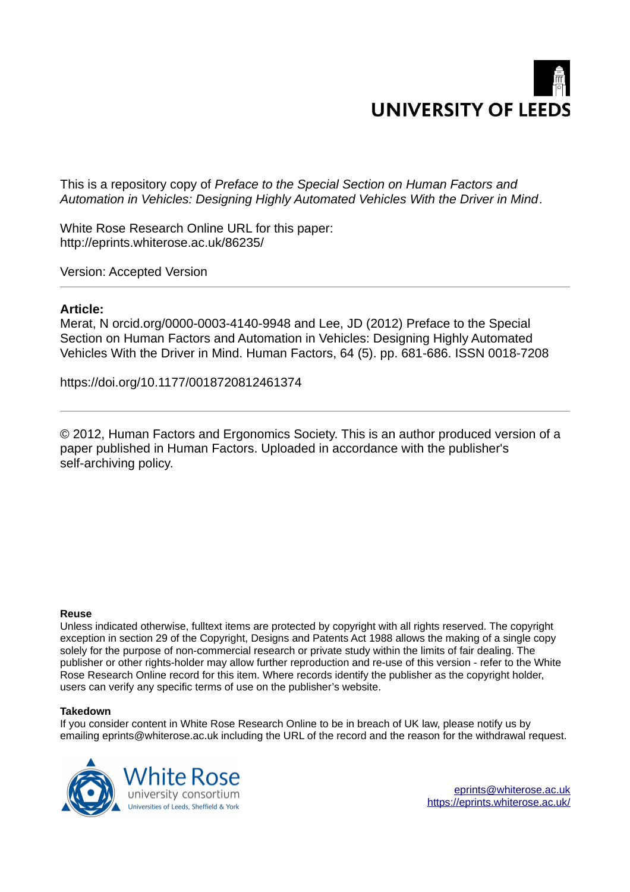UNIVERSITY OF LEEDS

This is a repository copy of *Preface to the Special Section on Human Factors and Automation in Vehicles: Designing Highly Automated Vehicles With the Driver in Mind*.

White Rose Research Online URL for this paper:
http://eprints.whiterose.ac.uk/86235/

Version: Accepted Version

---

**Article:**

Merat, N orcid.org/0000-0003-4140-9948 and Lee, JD (2012) Preface to the Special Section on Human Factors and Automation in Vehicles: Designing Highly Automated Vehicles With the Driver in Mind. Human Factors, 64 (5). pp. 681-686. ISSN 0018-7208

https://doi.org/10.1177/0018720812461374

---

© 2012, Human Factors and Ergonomics Society. This is an author produced version of a paper published in Human Factors. Uploaded in accordance with the publisher's self-archiving policy.

**Reuse**

Unless indicated otherwise, fulltext items are protected by copyright with all rights reserved. The copyright exception in section 29 of the Copyright, Designs and Patents Act 1988 allows the making of a single copy solely for the purpose of non-commercial research or private study within the limits of fair dealing. The publisher or other rights-holder may allow further reproduction and re-use of this version - refer to the White Rose Research Online record for this item. Where records identify the publisher as the copyright holder, users can verify any specific terms of use on the publisher's website.

**Takedown**

If you consider content in White Rose Research Online to be in breach of UK law, please notify us by emailing eprints@whiterose.ac.uk including the URL of the record and the reason for the withdrawal request.

White Rose university consortium
Universities of Leeds, Sheffield & York

eprints@whiterose.ac.uk
https://eprints.whiterose.ac.uk/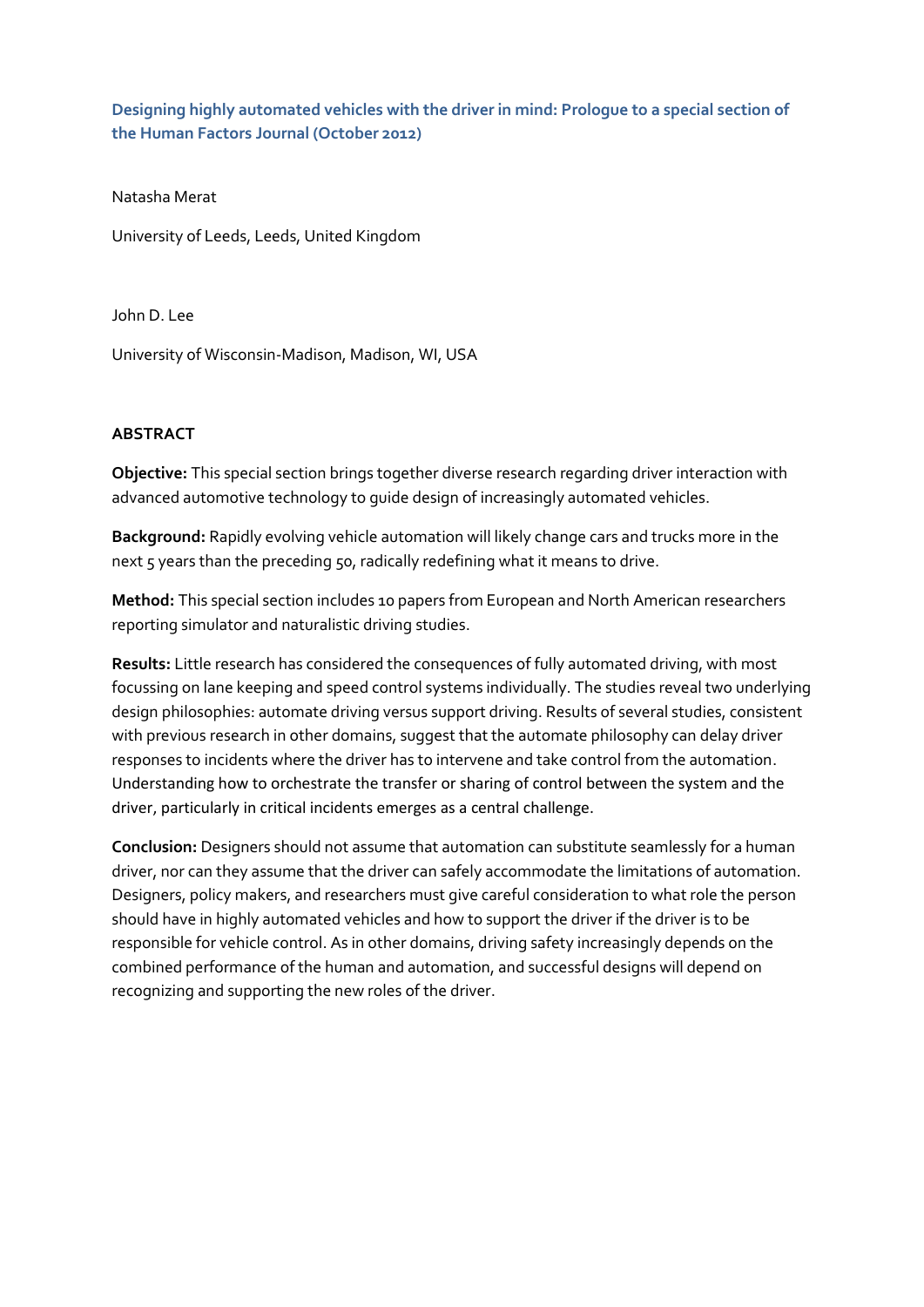**Designing highly automated vehicles with the driver in mind: Prologue to a special section of the Human Factors Journal (October 2012)**

Natasha Merat

University of Leeds, Leeds, United Kingdom

John D. Lee

University of Wisconsin-Madison, Madison, WI, USA

**ABSTRACT**

**Objective:** This special section brings together diverse research regarding driver interaction with advanced automotive technology to guide design of increasingly automated vehicles.

**Background:** Rapidly evolving vehicle automation will likely change cars and trucks more in the next 5 years than the preceding 50, radically redefining what it means to drive.

**Method:** This special section includes 10 papers from European and North American researchers reporting simulator and naturalistic driving studies.

**Results:** Little research has considered the consequences of fully automated driving, with most focussing on lane keeping and speed control systems individually. The studies reveal two underlying design philosophies: automate driving versus support driving. Results of several studies, consistent with previous research in other domains, suggest that the automate philosophy can delay driver responses to incidents where the driver has to intervene and take control from the automation. Understanding how to orchestrate the transfer or sharing of control between the system and the driver, particularly in critical incidents emerges as a central challenge.

**Conclusion:** Designers should not assume that automation can substitute seamlessly for a human driver, nor can they assume that the driver can safely accommodate the limitations of automation. Designers, policy makers, and researchers must give careful consideration to what role the person should have in highly automated vehicles and how to support the driver if the driver is to be responsible for vehicle control. As in other domains, driving safety increasingly depends on the combined performance of the human and automation, and successful designs will depend on recognizing and supporting the new roles of the driver.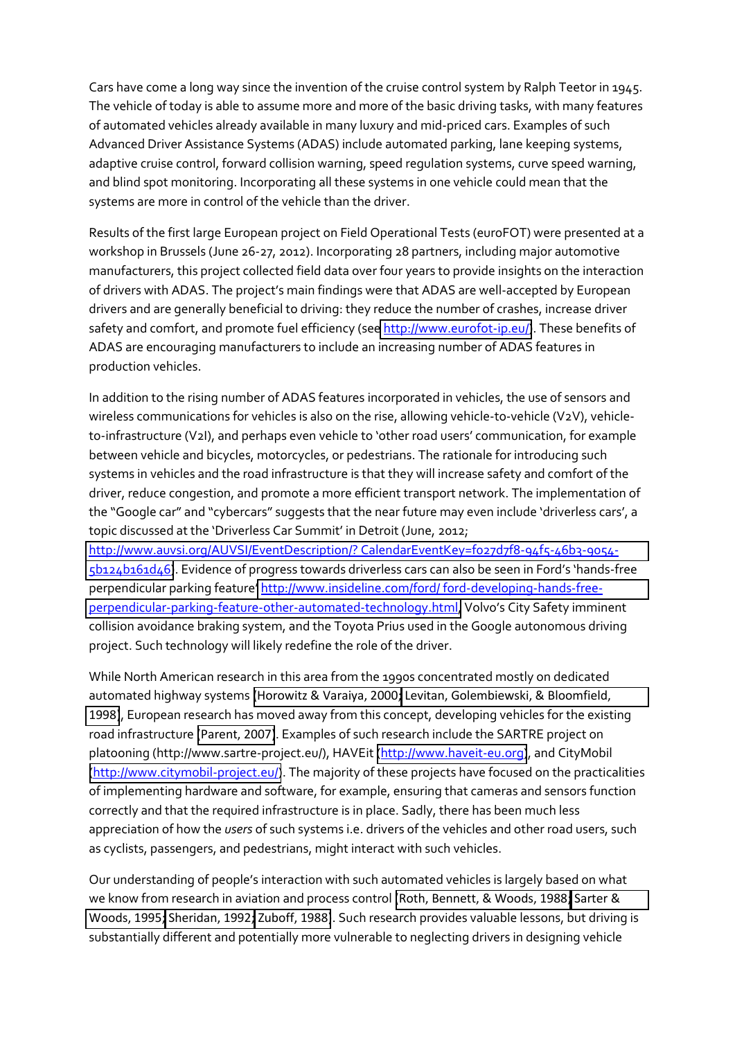Cars have come a long way since the invention of the cruise control system by Ralph Teetor in 1945. The vehicle of today is able to assume more and more of the basic driving tasks, with many features of automated vehicles already available in many luxury and mid-priced cars. Examples of such Advanced Driver Assistance Systems (ADAS) include automated parking, lane keeping systems, adaptive cruise control, forward collision warning, speed regulation systems, curve speed warning, and blind spot monitoring. Incorporating all these systems in one vehicle could mean that the systems are more in control of the vehicle than the driver.

Results of the first large European project on Field Operational Tests (euroFOT) were presented at a workshop in Brussels (June 26-27, 2012). Incorporating 28 partners, including major automotive manufacturers, this project collected field data over four years to provide insights on the interaction of drivers with ADAS. The project's main findings were that ADAS are well-accepted by European drivers and are generally beneficial to driving: they reduce the number of crashes, increase driver safety and comfort, and promote fuel efficiency (see http://www.eurofot-ip.eu/). These benefits of ADAS are encouraging manufacturers to include an increasing number of ADAS features in production vehicles.

In addition to the rising number of ADAS features incorporated in vehicles, the use of sensors and wireless communications for vehicles is also on the rise, allowing vehicle-to-vehicle (V2V), vehicle-to-infrastructure (V2I), and perhaps even vehicle to 'other road users' communication, for example between vehicle and bicycles, motorcycles, or pedestrians. The rationale for introducing such systems in vehicles and the road infrastructure is that they will increase safety and comfort of the driver, reduce congestion, and promote a more efficient transport network. The implementation of the "Google car" and "cybercars" suggests that the near future may even include 'driverless cars', a topic discussed at the 'Driverless Car Summit' in Detroit (June, 2012; http://www.auvsi.org/AUVSI/EventDescription/? CalendarEventKey=f027d7f8-94f5-46b3-9054-5b124b161d46). Evidence of progress towards driverless cars can also be seen in Ford's 'hands-free perpendicular parking feature' http://www.insideline.com/ford/ ford-developing-hands-free-perpendicular-parking-feature-other-automated-technology.html, Volvo's City Safety imminent collision avoidance braking system, and the Toyota Prius used in the Google autonomous driving project. Such technology will likely redefine the role of the driver.

While North American research in this area from the 1990s concentrated mostly on dedicated automated highway systems (Horowitz & Varaiya, 2000; Levitan, Golembiewski, & Bloomfield, 1998), European research has moved away from this concept, developing vehicles for the existing road infrastructure (Parent, 2007). Examples of such research include the SARTRE project on platooning (http://www.sartre-project.eu/), HAVEit (http://www.haveit-eu.org), and CityMobil (http://www.citymobil-project.eu/). The majority of these projects have focused on the practicalities of implementing hardware and software, for example, ensuring that cameras and sensors function correctly and that the required infrastructure is in place. Sadly, there has been much less appreciation of how the *users* of such systems i.e. drivers of the vehicles and other road users, such as cyclists, passengers, and pedestrians, might interact with such vehicles.

Our understanding of people's interaction with such automated vehicles is largely based on what we know from research in aviation and process control (Roth, Bennett, & Woods, 1988; Sarter & Woods, 1995; Sheridan, 1992; Zuboff, 1988). Such research provides valuable lessons, but driving is substantially different and potentially more vulnerable to neglecting drivers in designing vehicle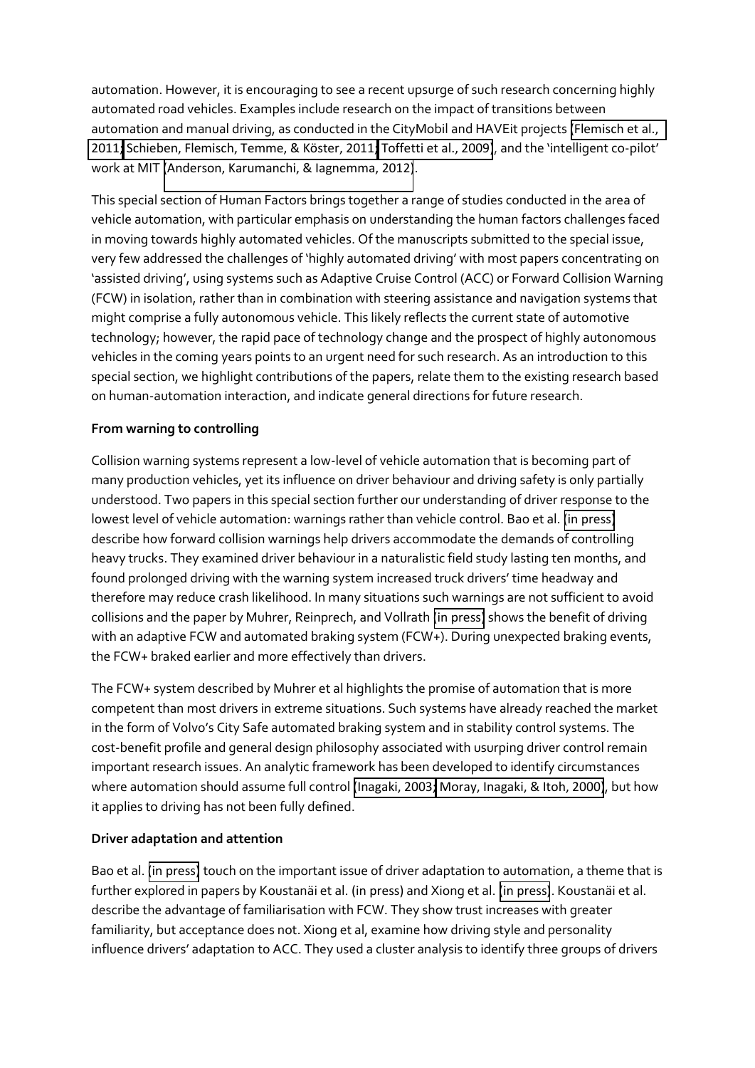automation. However, it is encouraging to see a recent upsurge of such research concerning highly automated road vehicles. Examples include research on the impact of transitions between automation and manual driving, as conducted in the CityMobil and HAVEit projects (Flemisch et al., 2011; Schieben, Flemisch, Temme, & Köster, 2011; Toffetti et al., 2009), and the 'intelligent co-pilot' work at MIT (Anderson, Karumanchi, & Iagnemma, 2012).

This special section of Human Factors brings together a range of studies conducted in the area of vehicle automation, with particular emphasis on understanding the human factors challenges faced in moving towards highly automated vehicles. Of the manuscripts submitted to the special issue, very few addressed the challenges of 'highly automated driving' with most papers concentrating on 'assisted driving', using systems such as Adaptive Cruise Control (ACC) or Forward Collision Warning (FCW) in isolation, rather than in combination with steering assistance and navigation systems that might comprise a fully autonomous vehicle. This likely reflects the current state of automotive technology; however, the rapid pace of technology change and the prospect of highly autonomous vehicles in the coming years points to an urgent need for such research. As an introduction to this special section, we highlight contributions of the papers, relate them to the existing research based on human-automation interaction, and indicate general directions for future research.

**From warning to controlling**

Collision warning systems represent a low-level of vehicle automation that is becoming part of many production vehicles, yet its influence on driver behaviour and driving safety is only partially understood. Two papers in this special section further our understanding of driver response to the lowest level of vehicle automation: warnings rather than vehicle control. Bao et al. (in press) describe how forward collision warnings help drivers accommodate the demands of controlling heavy trucks. They examined driver behaviour in a naturalistic field study lasting ten months, and found prolonged driving with the warning system increased truck drivers' time headway and therefore may reduce crash likelihood. In many situations such warnings are not sufficient to avoid collisions and the paper by Muhrer, Reinprech, and Vollrath (in press) shows the benefit of driving with an adaptive FCW and automated braking system (FCW+). During unexpected braking events, the FCW+ braked earlier and more effectively than drivers.

The FCW+ system described by Muhrer et al highlights the promise of automation that is more competent than most drivers in extreme situations. Such systems have already reached the market in the form of Volvo's City Safe automated braking system and in stability control systems. The cost-benefit profile and general design philosophy associated with usurping driver control remain important research issues. An analytic framework has been developed to identify circumstances where automation should assume full control (Inagaki, 2003; Moray, Inagaki, & Itoh, 2000), but how it applies to driving has not been fully defined.

**Driver adaptation and attention**

Bao et al. (in press) touch on the important issue of driver adaptation to automation, a theme that is further explored in papers by Koustanäi et al. (in press) and Xiong et al. (in press). Koustanäi et al. describe the advantage of familiarisation with FCW. They show trust increases with greater familiarity, but acceptance does not. Xiong et al, examine how driving style and personality influence drivers' adaptation to ACC. They used a cluster analysis to identify three groups of drivers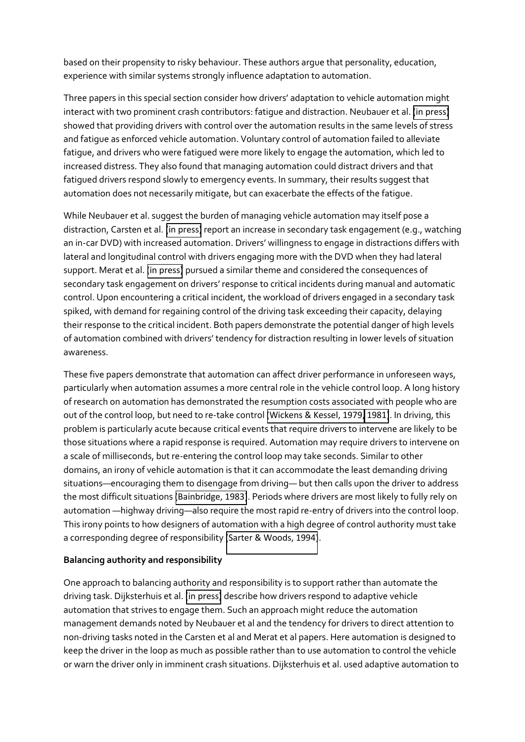based on their propensity to risky behaviour. These authors argue that personality, education, experience with similar systems strongly influence adaptation to automation.

Three papers in this special section consider how drivers' adaptation to vehicle automation might interact with two prominent crash contributors: fatigue and distraction. Neubauer et al. (in press) showed that providing drivers with control over the automation results in the same levels of stress and fatigue as enforced vehicle automation. Voluntary control of automation failed to alleviate fatigue, and drivers who were fatigued were more likely to engage the automation, which led to increased distress. They also found that managing automation could distract drivers and that fatigued drivers respond slowly to emergency events. In summary, their results suggest that automation does not necessarily mitigate, but can exacerbate the effects of the fatigue.

While Neubauer et al. suggest the burden of managing vehicle automation may itself pose a distraction, Carsten et al. (in press) report an increase in secondary task engagement (e.g., watching an in-car DVD) with increased automation. Drivers' willingness to engage in distractions differs with lateral and longitudinal control with drivers engaging more with the DVD when they had lateral support. Merat et al. (in press) pursued a similar theme and considered the consequences of secondary task engagement on drivers' response to critical incidents during manual and automatic control. Upon encountering a critical incident, the workload of drivers engaged in a secondary task spiked, with demand for regaining control of the driving task exceeding their capacity, delaying their response to the critical incident. Both papers demonstrate the potential danger of high levels of automation combined with drivers' tendency for distraction resulting in lower levels of situation awareness.

These five papers demonstrate that automation can affect driver performance in unforeseen ways, particularly when automation assumes a more central role in the vehicle control loop. A long history of research on automation has demonstrated the resumption costs associated with people who are out of the control loop, but need to re-take control (Wickens & Kessel, 1979, 1981). In driving, this problem is particularly acute because critical events that require drivers to intervene are likely to be those situations where a rapid response is required. Automation may require drivers to intervene on a scale of milliseconds, but re-entering the control loop may take seconds. Similar to other domains, an irony of vehicle automation is that it can accommodate the least demanding driving situations—encouraging them to disengage from driving— but then calls upon the driver to address the most difficult situations (Bainbridge, 1983). Periods where drivers are most likely to fully rely on automation —highway driving—also require the most rapid re-entry of drivers into the control loop. This irony points to how designers of automation with a high degree of control authority must take a corresponding degree of responsibility (Sarter & Woods, 1994).

**Balancing authority and responsibility**

One approach to balancing authority and responsibility is to support rather than automate the driving task. Dijksterhuis et al. (in press) describe how drivers respond to adaptive vehicle automation that strives to engage them. Such an approach might reduce the automation management demands noted by Neubauer et al and the tendency for drivers to direct attention to non-driving tasks noted in the Carsten et al and Merat et al papers. Here automation is designed to keep the driver in the loop as much as possible rather than to use automation to control the vehicle or warn the driver only in imminent crash situations. Dijksterhuis et al. used adaptive automation to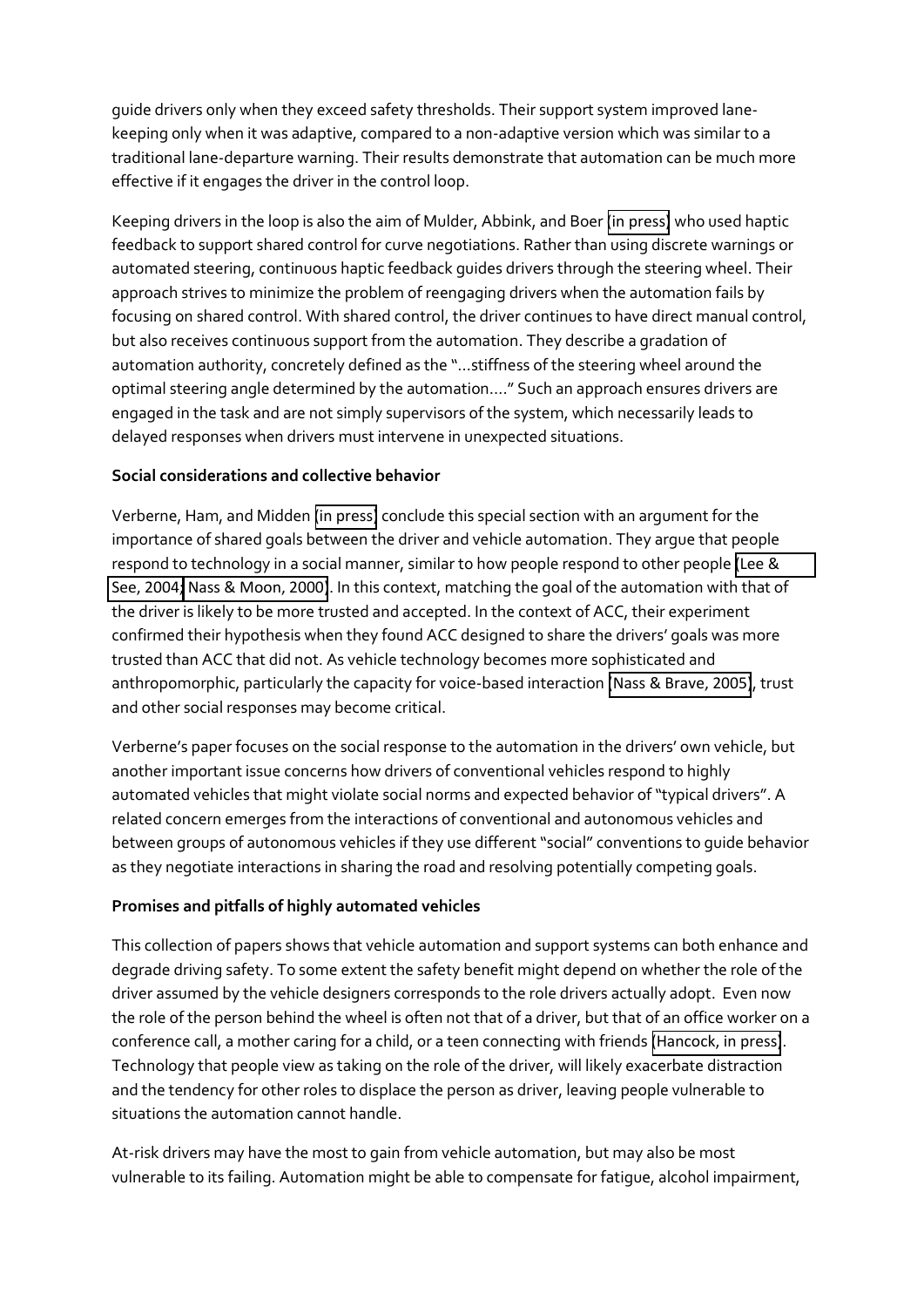guide drivers only when they exceed safety thresholds. Their support system improved lane-keeping only when it was adaptive, compared to a non-adaptive version which was similar to a traditional lane-departure warning. Their results demonstrate that automation can be much more effective if it engages the driver in the control loop.

Keeping drivers in the loop is also the aim of Mulder, Abbink, and Boer (in press) who used haptic feedback to support shared control for curve negotiations. Rather than using discrete warnings or automated steering, continuous haptic feedback guides drivers through the steering wheel. Their approach strives to minimize the problem of reengaging drivers when the automation fails by focusing on shared control. With shared control, the driver continues to have direct manual control, but also receives continuous support from the automation. They describe a gradation of automation authority, concretely defined as the "…stiffness of the steering wheel around the optimal steering angle determined by the automation…." Such an approach ensures drivers are engaged in the task and are not simply supervisors of the system, which necessarily leads to delayed responses when drivers must intervene in unexpected situations.

**Social considerations and collective behavior**

Verberne, Ham, and Midden (in press) conclude this special section with an argument for the importance of shared goals between the driver and vehicle automation. They argue that people respond to technology in a social manner, similar to how people respond to other people (Lee & See, 2004; Nass & Moon, 2000). In this context, matching the goal of the automation with that of the driver is likely to be more trusted and accepted. In the context of ACC, their experiment confirmed their hypothesis when they found ACC designed to share the drivers' goals was more trusted than ACC that did not. As vehicle technology becomes more sophisticated and anthropomorphic, particularly the capacity for voice-based interaction (Nass & Brave, 2005), trust and other social responses may become critical.

Verberne's paper focuses on the social response to the automation in the drivers' own vehicle, but another important issue concerns how drivers of conventional vehicles respond to highly automated vehicles that might violate social norms and expected behavior of "typical drivers". A related concern emerges from the interactions of conventional and autonomous vehicles and between groups of autonomous vehicles if they use different "social" conventions to guide behavior as they negotiate interactions in sharing the road and resolving potentially competing goals.

**Promises and pitfalls of highly automated vehicles**

This collection of papers shows that vehicle automation and support systems can both enhance and degrade driving safety. To some extent the safety benefit might depend on whether the role of the driver assumed by the vehicle designers corresponds to the role drivers actually adopt. Even now the role of the person behind the wheel is often not that of a driver, but that of an office worker on a conference call, a mother caring for a child, or a teen connecting with friends (Hancock, in press). Technology that people view as taking on the role of the driver, will likely exacerbate distraction and the tendency for other roles to displace the person as driver, leaving people vulnerable to situations the automation cannot handle.

At-risk drivers may have the most to gain from vehicle automation, but may also be most vulnerable to its failing. Automation might be able to compensate for fatigue, alcohol impairment,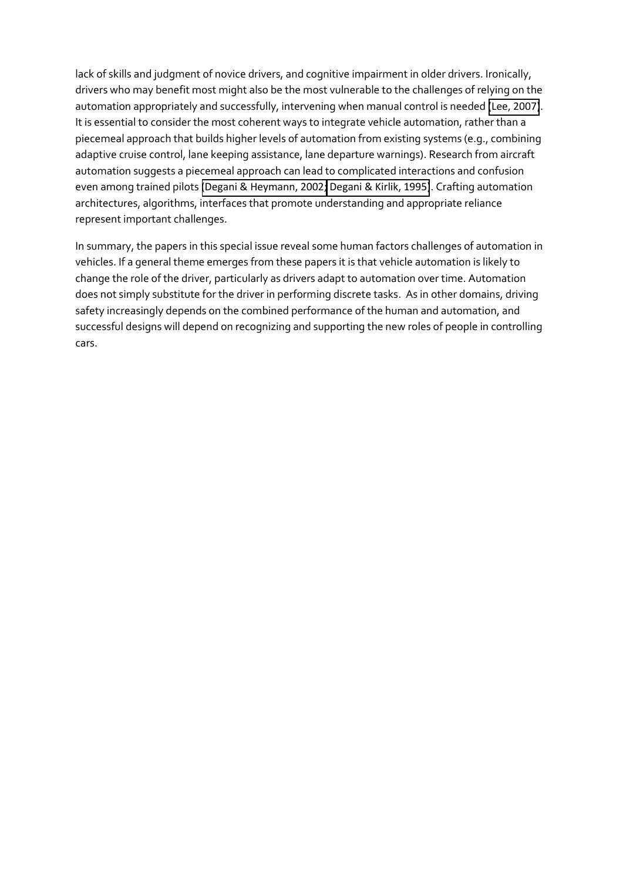lack of skills and judgment of novice drivers, and cognitive impairment in older drivers. Ironically, drivers who may benefit most might also be the most vulnerable to the challenges of relying on the automation appropriately and successfully, intervening when manual control is needed (Lee, 2007). It is essential to consider the most coherent ways to integrate vehicle automation, rather than a piecemeal approach that builds higher levels of automation from existing systems (e.g., combining adaptive cruise control, lane keeping assistance, lane departure warnings). Research from aircraft automation suggests a piecemeal approach can lead to complicated interactions and confusion even among trained pilots (Degani & Heymann, 2002; Degani & Kirlik, 1995). Crafting automation architectures, algorithms, interfaces that promote understanding and appropriate reliance represent important challenges.

In summary, the papers in this special issue reveal some human factors challenges of automation in vehicles. If a general theme emerges from these papers it is that vehicle automation is likely to change the role of the driver, particularly as drivers adapt to automation over time. Automation does not simply substitute for the driver in performing discrete tasks. As in other domains, driving safety increasingly depends on the combined performance of the human and automation, and successful designs will depend on recognizing and supporting the new roles of people in controlling cars.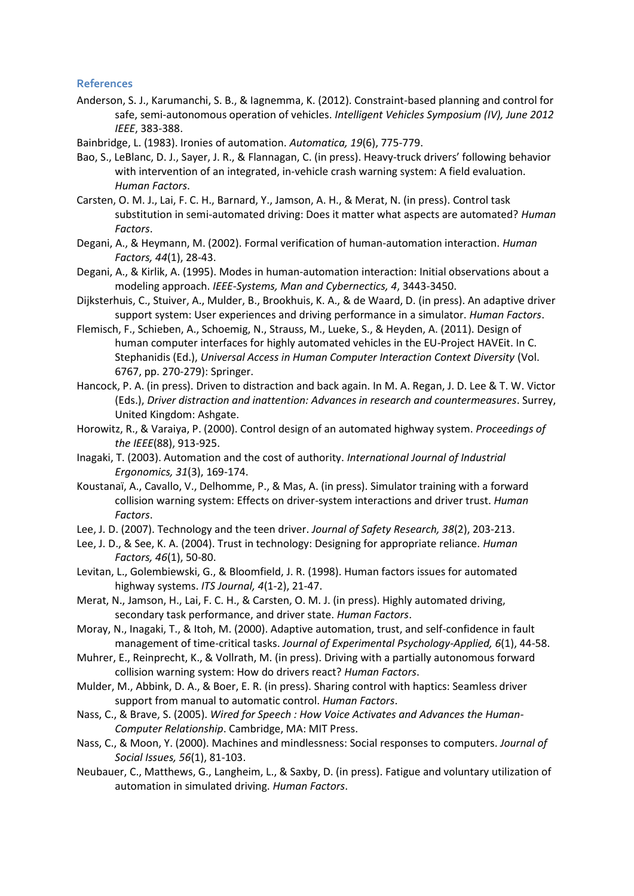## References

Anderson, S. J., Karumanchi, S. B., & Iagnemma, K. (2012). Constraint-based planning and control for safe, semi-autonomous operation of vehicles. *Intelligent Vehicles Symposium (IV), June 2012 IEEE*, 383-388.

Bainbridge, L. (1983). Ironies of automation. *Automatica, 19*(6), 775-779.

Bao, S., LeBlanc, D. J., Sayer, J. R., & Flannagan, C. (in press). Heavy-truck drivers' following behavior with intervention of an integrated, in-vehicle crash warning system: A field evaluation. *Human Factors*.

Carsten, O. M. J., Lai, F. C. H., Barnard, Y., Jamson, A. H., & Merat, N. (in press). Control task substitution in semi-automated driving: Does it matter what aspects are automated? *Human Factors*.

Degani, A., & Heymann, M. (2002). Formal verification of human-automation interaction. *Human Factors, 44*(1), 28-43.

Degani, A., & Kirlik, A. (1995). Modes in human-automation interaction: Initial observations about a modeling approach. *IEEE-Systems, Man and Cybernectics, 4*, 3443-3450.

Dijksterhuis, C., Stuiver, A., Mulder, B., Brookhuis, K. A., & de Waard, D. (in press). An adaptive driver support system: User experiences and driving performance in a simulator. *Human Factors*.

Flemisch, F., Schieben, A., Schoemig, N., Strauss, M., Lueke, S., & Heyden, A. (2011). Design of human computer interfaces for highly automated vehicles in the EU-Project HAVEit. In C. Stephanidis (Ed.), *Universal Access in Human Computer Interaction Context Diversity* (Vol. 6767, pp. 270-279): Springer.

Hancock, P. A. (in press). Driven to distraction and back again. In M. A. Regan, J. D. Lee & T. W. Victor (Eds.), *Driver distraction and inattention: Advances in research and countermeasures*. Surrey, United Kingdom: Ashgate.

Horowitz, R., & Varaiya, P. (2000). Control design of an automated highway system. *Proceedings of the IEEE*(88), 913-925.

Inagaki, T. (2003). Automation and the cost of authority. *International Journal of Industrial Ergonomics, 31*(3), 169-174.

Koustanaï, A., Cavallo, V., Delhomme, P., & Mas, A. (in press). Simulator training with a forward collision warning system: Effects on driver-system interactions and driver trust. *Human Factors*.

Lee, J. D. (2007). Technology and the teen driver. *Journal of Safety Research, 38*(2), 203-213.

Lee, J. D., & See, K. A. (2004). Trust in technology: Designing for appropriate reliance. *Human Factors, 46*(1), 50-80.

Levitan, L., Golembiewski, G., & Bloomfield, J. R. (1998). Human factors issues for automated highway systems. *ITS Journal, 4*(1-2), 21-47.

Merat, N., Jamson, H., Lai, F. C. H., & Carsten, O. M. J. (in press). Highly automated driving, secondary task performance, and driver state. *Human Factors*.

Moray, N., Inagaki, T., & Itoh, M. (2000). Adaptive automation, trust, and self-confidence in fault management of time-critical tasks. *Journal of Experimental Psychology-Applied, 6*(1), 44-58.

Muhrer, E., Reinprecht, K., & Vollrath, M. (in press). Driving with a partially autonomous forward collision warning system: How do drivers react? *Human Factors*.

Mulder, M., Abbink, D. A., & Boer, E. R. (in press). Sharing control with haptics: Seamless driver support from manual to automatic control. *Human Factors*.

Nass, C., & Brave, S. (2005). *Wired for Speech : How Voice Activates and Advances the Human-Computer Relationship*. Cambridge, MA: MIT Press.

Nass, C., & Moon, Y. (2000). Machines and mindlessness: Social responses to computers. *Journal of Social Issues, 56*(1), 81-103.

Neubauer, C., Matthews, G., Langheim, L., & Saxby, D. (in press). Fatigue and voluntary utilization of automation in simulated driving. *Human Factors*.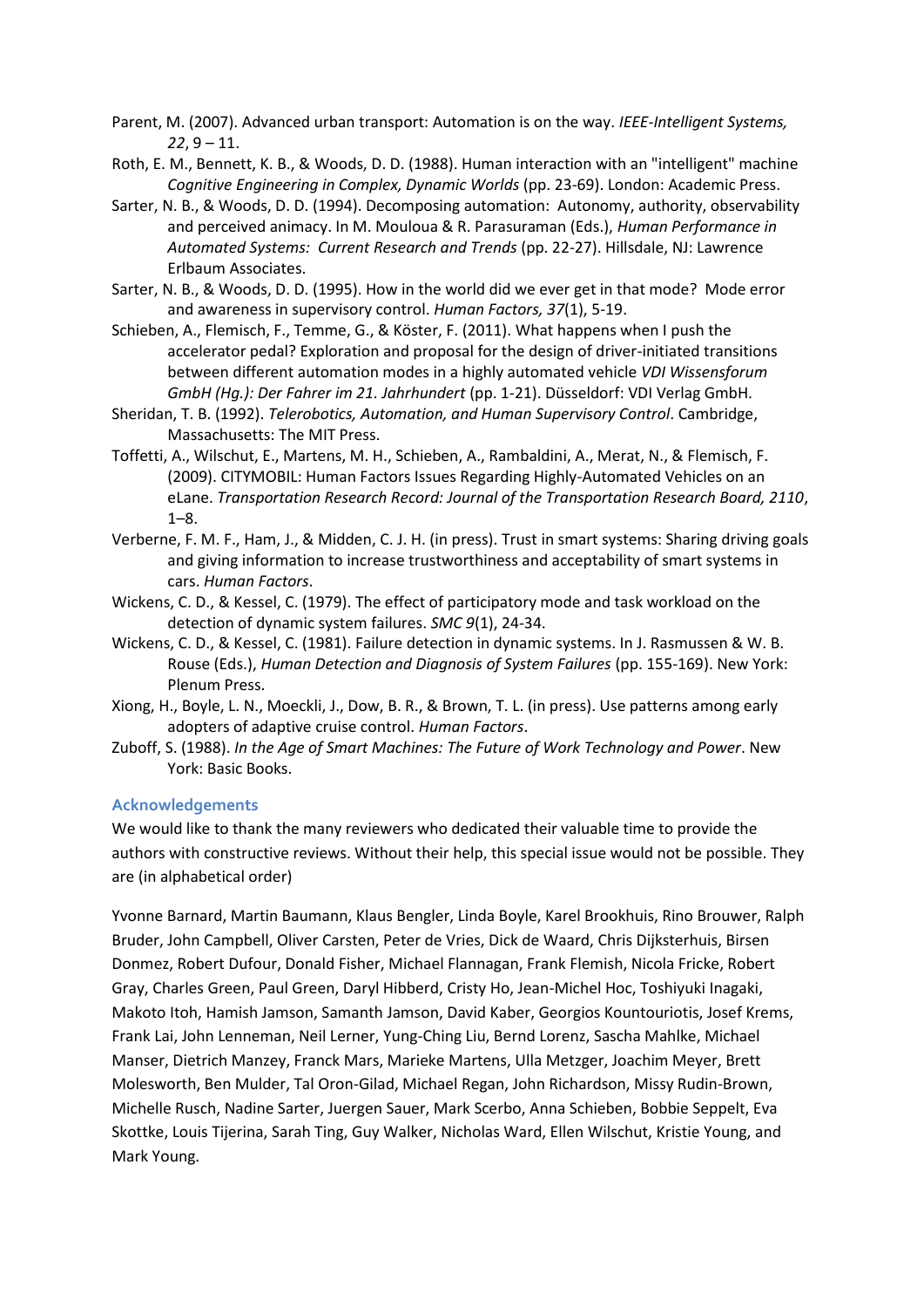Parent, M. (2007). Advanced urban transport: Automation is on the way. *IEEE-Intelligent Systems, 22*, 9 – 11.

Roth, E. M., Bennett, K. B., & Woods, D. D. (1988). Human interaction with an "intelligent" machine *Cognitive Engineering in Complex, Dynamic Worlds* (pp. 23-69). London: Academic Press.

Sarter, N. B., & Woods, D. D. (1994). Decomposing automation: Autonomy, authority, observability and perceived animacy. In M. Mouloua & R. Parasuraman (Eds.), *Human Performance in Automated Systems: Current Research and Trends* (pp. 22-27). Hillsdale, NJ: Lawrence Erlbaum Associates.

Sarter, N. B., & Woods, D. D. (1995). How in the world did we ever get in that mode? Mode error and awareness in supervisory control. *Human Factors, 37*(1), 5-19.

Schieben, A., Flemisch, F., Temme, G., & Köster, F. (2011). What happens when I push the accelerator pedal? Exploration and proposal for the design of driver-initiated transitions between different automation modes in a highly automated vehicle *VDI Wissensforum GmbH (Hg.): Der Fahrer im 21. Jahrhundert* (pp. 1-21). Düsseldorf: VDI Verlag GmbH.

Sheridan, T. B. (1992). *Telerobotics, Automation, and Human Supervisory Control*. Cambridge, Massachusetts: The MIT Press.

Toffetti, A., Wilschut, E., Martens, M. H., Schieben, A., Rambaldini, A., Merat, N., & Flemisch, F. (2009). CITYMOBIL: Human Factors Issues Regarding Highly-Automated Vehicles on an eLane. *Transportation Research Record: Journal of the Transportation Research Board, 2110*, 1–8.

Verberne, F. M. F., Ham, J., & Midden, C. J. H. (in press). Trust in smart systems: Sharing driving goals and giving information to increase trustworthiness and acceptability of smart systems in cars. *Human Factors*.

Wickens, C. D., & Kessel, C. (1979). The effect of participatory mode and task workload on the detection of dynamic system failures. *SMC 9*(1), 24-34.

Wickens, C. D., & Kessel, C. (1981). Failure detection in dynamic systems. In J. Rasmussen & W. B. Rouse (Eds.), *Human Detection and Diagnosis of System Failures* (pp. 155-169). New York: Plenum Press.

Xiong, H., Boyle, L. N., Moeckli, J., Dow, B. R., & Brown, T. L. (in press). Use patterns among early adopters of adaptive cruise control. *Human Factors*.

Zuboff, S. (1988). *In the Age of Smart Machines: The Future of Work Technology and Power*. New York: Basic Books.

### Acknowledgements

We would like to thank the many reviewers who dedicated their valuable time to provide the authors with constructive reviews. Without their help, this special issue would not be possible. They are (in alphabetical order)

Yvonne Barnard, Martin Baumann, Klaus Bengler, Linda Boyle, Karel Brookhuis, Rino Brouwer, Ralph Bruder, John Campbell, Oliver Carsten, Peter de Vries, Dick de Waard, Chris Dijksterhuis, Birsen Donmez, Robert Dufour, Donald Fisher, Michael Flannagan, Frank Flemish, Nicola Fricke, Robert Gray, Charles Green, Paul Green, Daryl Hibberd, Cristy Ho, Jean-Michel Hoc, Toshiyuki Inagaki, Makoto Itoh, Hamish Jamson, Samanth Jamson, David Kaber, Georgios Kountouriotis, Josef Krems, Frank Lai, John Lenneman, Neil Lerner, Yung-Ching Liu, Bernd Lorenz, Sascha Mahlke, Michael Manser, Dietrich Manzey, Franck Mars, Marieke Martens, Ulla Metzger, Joachim Meyer, Brett Molesworth, Ben Mulder, Tal Oron-Gilad, Michael Regan, John Richardson, Missy Rudin-Brown, Michelle Rusch, Nadine Sarter, Juergen Sauer, Mark Scerbo, Anna Schieben, Bobbie Seppelt, Eva Skottke, Louis Tijerina, Sarah Ting, Guy Walker, Nicholas Ward, Ellen Wilschut, Kristie Young, and Mark Young.